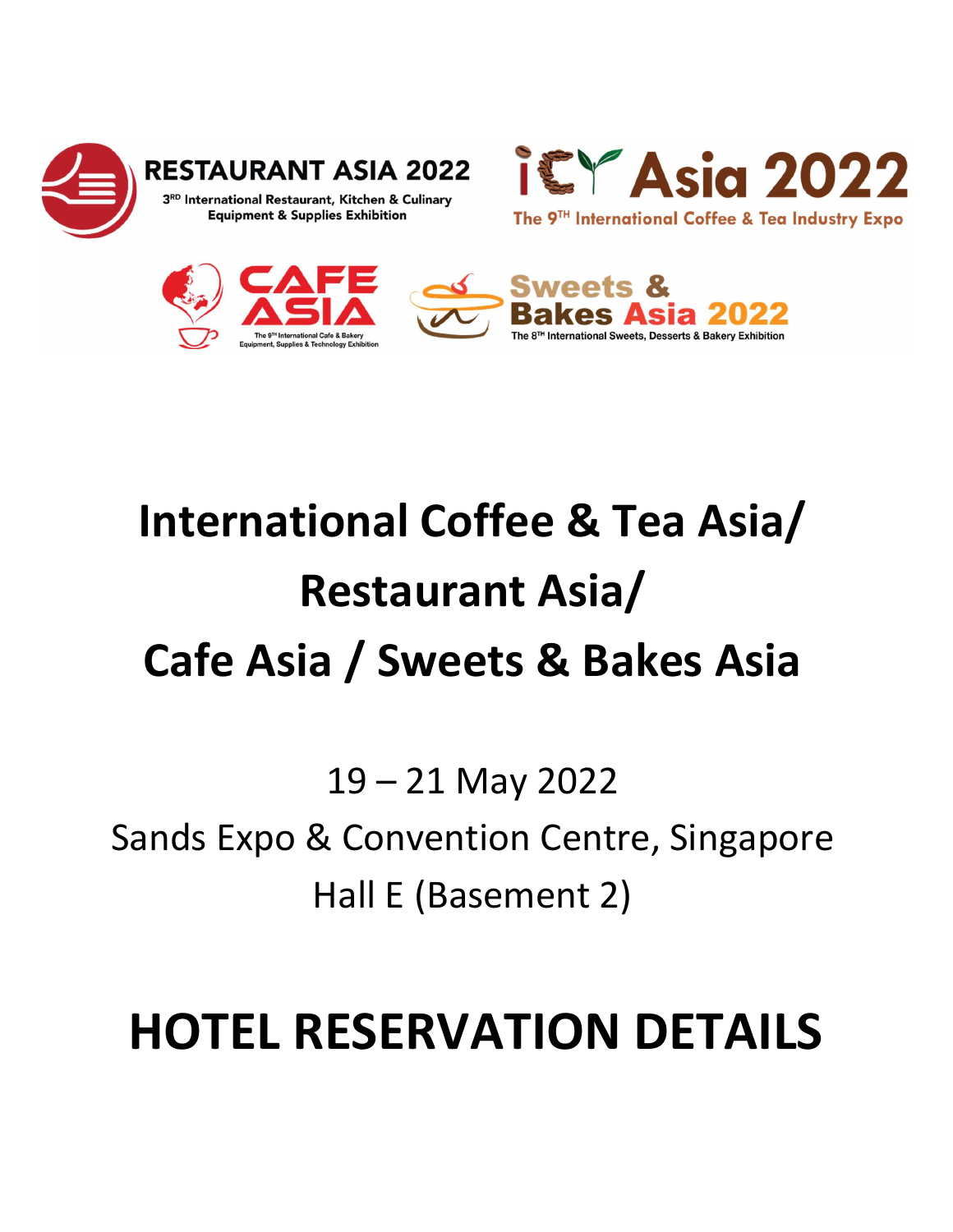RESTAURANT ASIA 2022
3RD International Restaurant, Kitchen & Culinary Equipment & Supplies Exhibition

iCT Asia 2022
The 9TH International Coffee & Tea Industry Expo

CAFE ASIA
The 9TH International Cafe & Bakery Equipment, Supplies & Technology Exhibition

Sweets & Bakes Asia 2022
The 8TH International Sweets, Desserts & Bakery Exhibition

# International Coffee & Tea Asia/ Restaurant Asia/ Cafe Asia / Sweets & Bakes Asia

19 – 21 May 2022

Sands Expo & Convention Centre, Singapore

Hall E (Basement 2)

# HOTEL RESERVATION DETAILS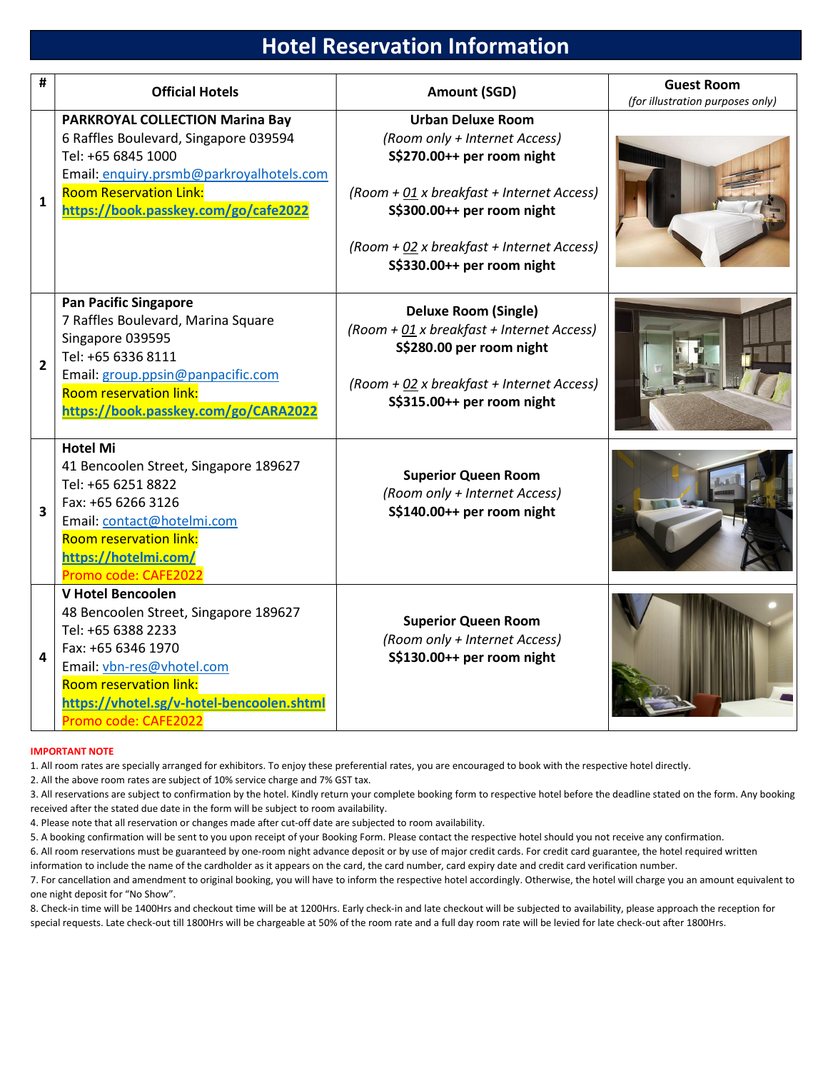# Hotel Reservation Information

| # | Official Hotels | Amount (SGD) | Guest Room *(for illustration purposes only)* |
|---|---|---|---|
| 1 | **PARKROYAL COLLECTION Marina Bay**<br>6 Raffles Boulevard, Singapore 039594<br>Tel: +65 6845 1000<br>Email: enquiry.prsmb@parkroyalhotels.com<br>Room Reservation Link:<br>**https://book.passkey.com/go/cafe2022** | **Urban Deluxe Room**<br>*(Room only + Internet Access)*<br>**S$270.00++ per room night**<br><br>*(Room + 01 x breakfast + Internet Access)*<br>**S$300.00++ per room night**<br><br>*(Room + 02 x breakfast + Internet Access)*<br>**S$330.00++ per room night** | |
| 2 | **Pan Pacific Singapore**<br>7 Raffles Boulevard, Marina Square<br>Singapore 039595<br>Tel: +65 6336 8111<br>Email: group.ppsin@panpacific.com<br>Room reservation link:<br>**https://book.passkey.com/go/CARA2022** | **Deluxe Room (Single)**<br>*(Room + 01 x breakfast + Internet Access)*<br>**S$280.00 per room night**<br><br>*(Room + 02 x breakfast + Internet Access)*<br>**S$315.00++ per room night** | |
| 3 | **Hotel Mi**<br>41 Bencoolen Street, Singapore 189627<br>Tel: +65 6251 8822<br>Fax: +65 6266 3126<br>Email: contact@hotelmi.com<br>Room reservation link:<br>**https://hotelmi.com/**<br>Promo code: CAFE2022 | **Superior Queen Room**<br>*(Room only + Internet Access)*<br>**S$140.00++ per room night** | |
| 4 | **V Hotel Bencoolen**<br>48 Bencoolen Street, Singapore 189627<br>Tel: +65 6388 2233<br>Fax: +65 6346 1970<br>Email: vbn-res@vhotel.com<br>Room reservation link:<br>**https://vhotel.sg/v-hotel-bencoolen.shtml**<br>Promo code: CAFE2022 | **Superior Queen Room**<br>*(Room only + Internet Access)*<br>**S$130.00++ per room night** | |

**IMPORTANT NOTE**

1. All room rates are specially arranged for exhibitors. To enjoy these preferential rates, you are encouraged to book with the respective hotel directly.
2. All the above room rates are subject of 10% service charge and 7% GST tax.
3. All reservations are subject to confirmation by the hotel. Kindly return your complete booking form to respective hotel before the deadline stated on the form. Any booking received after the stated due date in the form will be subject to room availability.
4. Please note that all reservation or changes made after cut-off date are subjected to room availability.
5. A booking confirmation will be sent to you upon receipt of your Booking Form. Please contact the respective hotel should you not receive any confirmation.
6. All room reservations must be guaranteed by one-room night advance deposit or by use of major credit cards. For credit card guarantee, the hotel required written information to include the name of the cardholder as it appears on the card, the card number, card expiry date and credit card verification number.
7. For cancellation and amendment to original booking, you will have to inform the respective hotel accordingly. Otherwise, the hotel will charge you an amount equivalent to one night deposit for "No Show".
8. Check-in time will be 1400Hrs and checkout time will be at 1200Hrs. Early check-in and late checkout will be subjected to availability, please approach the reception for special requests. Late check-out till 1800Hrs will be chargeable at 50% of the room rate and a full day room rate will be levied for late check-out after 1800Hrs.